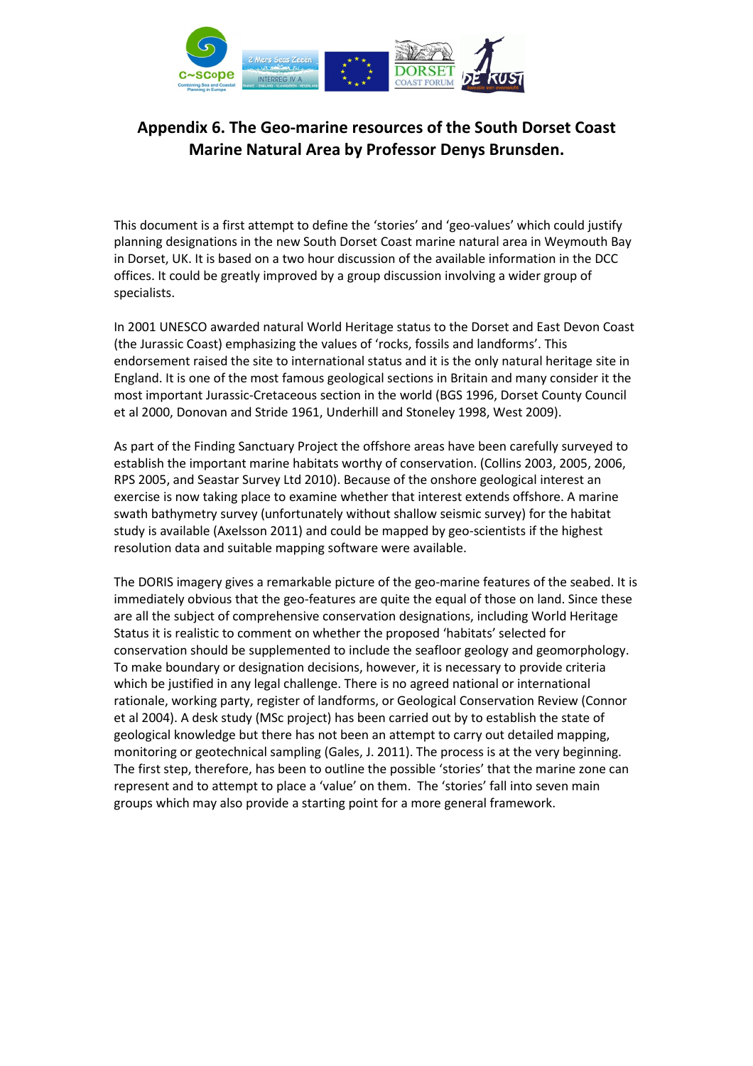# Appendix 6. The Geo-marine resources of the South Dorset Coast Marine Natural Area by Professor Denys Brunsden.

This document is a first attempt to define the 'stories' and 'geo-values' which could justify planning designations in the new South Dorset Coast marine natural area in Weymouth Bay in Dorset, UK. It is based on a two hour discussion of the available information in the DCC offices. It could be greatly improved by a group discussion involving a wider group of specialists.

In 2001 UNESCO awarded natural World Heritage status to the Dorset and East Devon Coast (the Jurassic Coast) emphasizing the values of 'rocks, fossils and landforms'. This endorsement raised the site to international status and it is the only natural heritage site in England. It is one of the most famous geological sections in Britain and many consider it the most important Jurassic-Cretaceous section in the world (BGS 1996, Dorset County Council et al 2000, Donovan and Stride 1961, Underhill and Stoneley 1998, West 2009).

As part of the Finding Sanctuary Project the offshore areas have been carefully surveyed to establish the important marine habitats worthy of conservation. (Collins 2003, 2005, 2006, RPS 2005, and Seastar Survey Ltd 2010). Because of the onshore geological interest an exercise is now taking place to examine whether that interest extends offshore. A marine swath bathymetry survey (unfortunately without shallow seismic survey) for the habitat study is available (Axelsson 2011) and could be mapped by geo-scientists if the highest resolution data and suitable mapping software were available.

The DORIS imagery gives a remarkable picture of the geo-marine features of the seabed. It is immediately obvious that the geo-features are quite the equal of those on land. Since these are all the subject of comprehensive conservation designations, including World Heritage Status it is realistic to comment on whether the proposed 'habitats' selected for conservation should be supplemented to include the seafloor geology and geomorphology. To make boundary or designation decisions, however, it is necessary to provide criteria which be justified in any legal challenge. There is no agreed national or international rationale, working party, register of landforms, or Geological Conservation Review (Connor et al 2004). A desk study (MSc project) has been carried out by to establish the state of geological knowledge but there has not been an attempt to carry out detailed mapping, monitoring or geotechnical sampling (Gales, J. 2011). The process is at the very beginning. The first step, therefore, has been to outline the possible 'stories' that the marine zone can represent and to attempt to place a 'value' on them. The 'stories' fall into seven main groups which may also provide a starting point for a more general framework.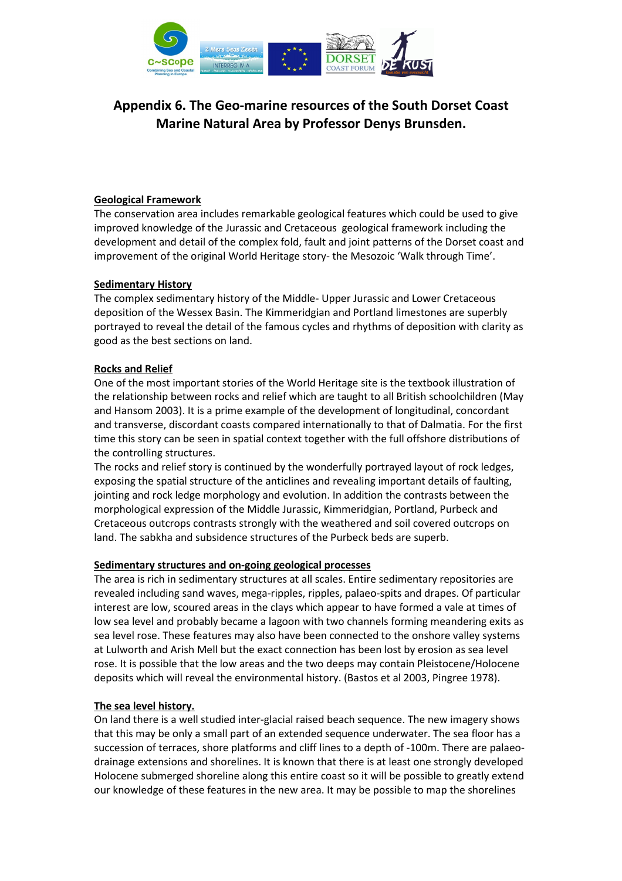# Appendix 6. The Geo-marine resources of the South Dorset Coast Marine Natural Area by Professor Denys Brunsden.

## Geological Framework

The conservation area includes remarkable geological features which could be used to give improved knowledge of the Jurassic and Cretaceous geological framework including the development and detail of the complex fold, fault and joint patterns of the Dorset coast and improvement of the original World Heritage story- the Mesozoic 'Walk through Time'.

## Sedimentary History

The complex sedimentary history of the Middle- Upper Jurassic and Lower Cretaceous deposition of the Wessex Basin. The Kimmeridgian and Portland limestones are superbly portrayed to reveal the detail of the famous cycles and rhythms of deposition with clarity as good as the best sections on land.

## Rocks and Relief

One of the most important stories of the World Heritage site is the textbook illustration of the relationship between rocks and relief which are taught to all British schoolchildren (May and Hansom 2003). It is a prime example of the development of longitudinal, concordant and transverse, discordant coasts compared internationally to that of Dalmatia. For the first time this story can be seen in spatial context together with the full offshore distributions of the controlling structures.

The rocks and relief story is continued by the wonderfully portrayed layout of rock ledges, exposing the spatial structure of the anticlines and revealing important details of faulting, jointing and rock ledge morphology and evolution. In addition the contrasts between the morphological expression of the Middle Jurassic, Kimmeridgian, Portland, Purbeck and Cretaceous outcrops contrasts strongly with the weathered and soil covered outcrops on land. The sabkha and subsidence structures of the Purbeck beds are superb.

## Sedimentary structures and on-going geological processes

The area is rich in sedimentary structures at all scales. Entire sedimentary repositories are revealed including sand waves, mega-ripples, ripples, palaeo-spits and drapes. Of particular interest are low, scoured areas in the clays which appear to have formed a vale at times of low sea level and probably became a lagoon with two channels forming meandering exits as sea level rose. These features may also have been connected to the onshore valley systems at Lulworth and Arish Mell but the exact connection has been lost by erosion as sea level rose. It is possible that the low areas and the two deeps may contain Pleistocene/Holocene deposits which will reveal the environmental history. (Bastos et al 2003, Pingree 1978).

## The sea level history.

On land there is a well studied inter-glacial raised beach sequence. The new imagery shows that this may be only a small part of an extended sequence underwater. The sea floor has a succession of terraces, shore platforms and cliff lines to a depth of -100m. There are palaeo-drainage extensions and shorelines. It is known that there is at least one strongly developed Holocene submerged shoreline along this entire coast so it will be possible to greatly extend our knowledge of these features in the new area. It may be possible to map the shorelines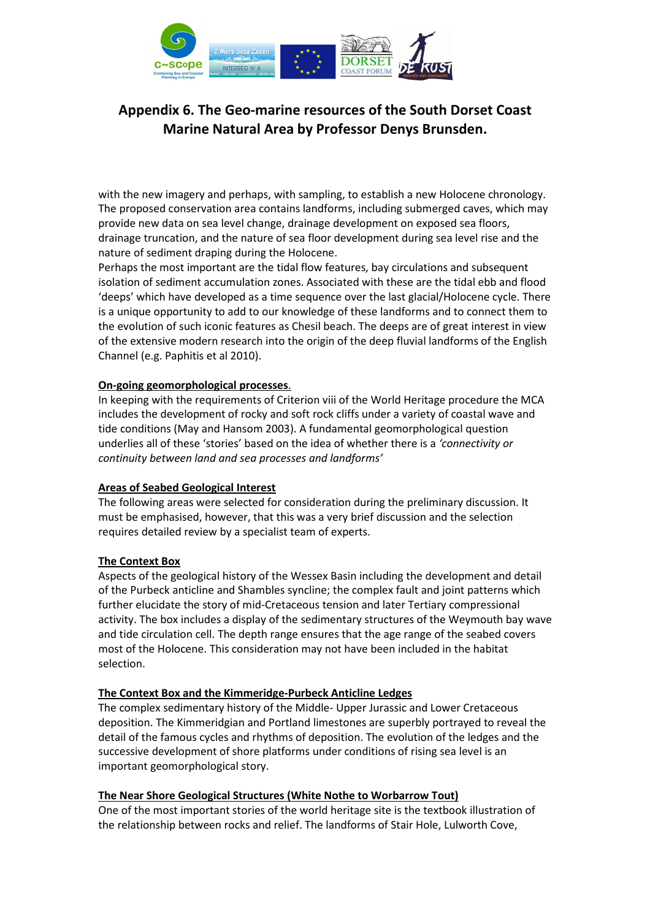# Appendix 6. The Geo-marine resources of the South Dorset Coast Marine Natural Area by Professor Denys Brunsden.

with the new imagery and perhaps, with sampling, to establish a new Holocene chronology. The proposed conservation area contains landforms, including submerged caves, which may provide new data on sea level change, drainage development on exposed sea floors, drainage truncation, and the nature of sea floor development during sea level rise and the nature of sediment draping during the Holocene.

Perhaps the most important are the tidal flow features, bay circulations and subsequent isolation of sediment accumulation zones. Associated with these are the tidal ebb and flood 'deeps' which have developed as a time sequence over the last glacial/Holocene cycle. There is a unique opportunity to add to our knowledge of these landforms and to connect them to the evolution of such iconic features as Chesil beach. The deeps are of great interest in view of the extensive modern research into the origin of the deep fluvial landforms of the English Channel (e.g. Paphitis et al 2010).

**On-going geomorphological processes.**

In keeping with the requirements of Criterion viii of the World Heritage procedure the MCA includes the development of rocky and soft rock cliffs under a variety of coastal wave and tide conditions (May and Hansom 2003). A fundamental geomorphological question underlies all of these 'stories' based on the idea of whether there is a *'connectivity or continuity between land and sea processes and landforms'*

**Areas of Seabed Geological Interest**

The following areas were selected for consideration during the preliminary discussion. It must be emphasised, however, that this was a very brief discussion and the selection requires detailed review by a specialist team of experts.

**The Context Box**

Aspects of the geological history of the Wessex Basin including the development and detail of the Purbeck anticline and Shambles syncline; the complex fault and joint patterns which further elucidate the story of mid-Cretaceous tension and later Tertiary compressional activity. The box includes a display of the sedimentary structures of the Weymouth bay wave and tide circulation cell. The depth range ensures that the age range of the seabed covers most of the Holocene. This consideration may not have been included in the habitat selection.

**The Context Box and the Kimmeridge-Purbeck Anticline Ledges**

The complex sedimentary history of the Middle- Upper Jurassic and Lower Cretaceous deposition. The Kimmeridgian and Portland limestones are superbly portrayed to reveal the detail of the famous cycles and rhythms of deposition. The evolution of the ledges and the successive development of shore platforms under conditions of rising sea level is an important geomorphological story.

**The Near Shore Geological Structures (White Nothe to Worbarrow Tout)**

One of the most important stories of the world heritage site is the textbook illustration of the relationship between rocks and relief. The landforms of Stair Hole, Lulworth Cove,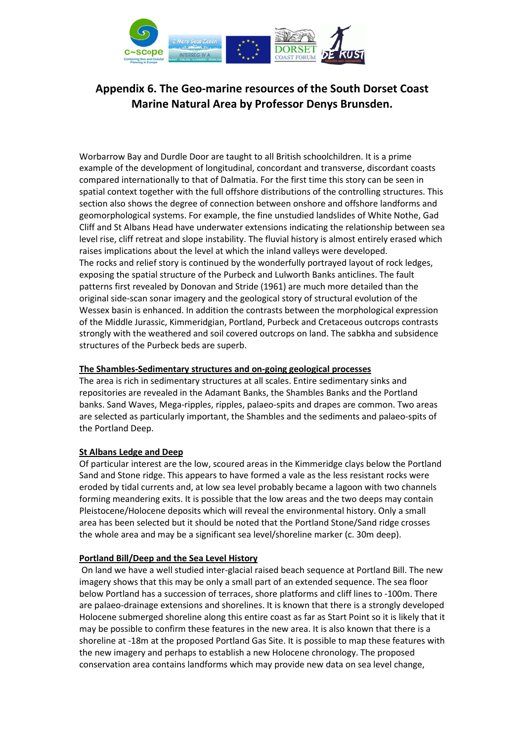# Appendix 6. The Geo-marine resources of the South Dorset Coast Marine Natural Area by Professor Denys Brunsden.

Worbarrow Bay and Durdle Door are taught to all British schoolchildren. It is a prime example of the development of longitudinal, concordant and transverse, discordant coasts compared internationally to that of Dalmatia. For the first time this story can be seen in spatial context together with the full offshore distributions of the controlling structures. This section also shows the degree of connection between onshore and offshore landforms and geomorphological systems. For example, the fine unstudied landslides of White Nothe, Gad Cliff and St Albans Head have underwater extensions indicating the relationship between sea level rise, cliff retreat and slope instability. The fluvial history is almost entirely erased which raises implications about the level at which the inland valleys were developed.
The rocks and relief story is continued by the wonderfully portrayed layout of rock ledges, exposing the spatial structure of the Purbeck and Lulworth Banks anticlines. The fault patterns first revealed by Donovan and Stride (1961) are much more detailed than the original side-scan sonar imagery and the geological story of structural evolution of the Wessex basin is enhanced. In addition the contrasts between the morphological expression of the Middle Jurassic, Kimmeridgian, Portland, Purbeck and Cretaceous outcrops contrasts strongly with the weathered and soil covered outcrops on land. The sabkha and subsidence structures of the Purbeck beds are superb.

**The Shambles-Sedimentary structures and on-going geological processes**

The area is rich in sedimentary structures at all scales. Entire sedimentary sinks and repositories are revealed in the Adamant Banks, the Shambles Banks and the Portland banks. Sand Waves, Mega-ripples, ripples, palaeo-spits and drapes are common. Two areas are selected as particularly important, the Shambles and the sediments and palaeo-spits of the Portland Deep.

**St Albans Ledge and Deep**

Of particular interest are the low, scoured areas in the Kimmeridge clays below the Portland Sand and Stone ridge. This appears to have formed a vale as the less resistant rocks were eroded by tidal currents and, at low sea level probably became a lagoon with two channels forming meandering exits. It is possible that the low areas and the two deeps may contain Pleistocene/Holocene deposits which will reveal the environmental history. Only a small area has been selected but it should be noted that the Portland Stone/Sand ridge crosses the whole area and may be a significant sea level/shoreline marker (c. 30m deep).

**Portland Bill/Deep and the Sea Level History**

On land we have a well studied inter-glacial raised beach sequence at Portland Bill. The new imagery shows that this may be only a small part of an extended sequence. The sea floor below Portland has a succession of terraces, shore platforms and cliff lines to -100m. There are palaeo-drainage extensions and shorelines. It is known that there is a strongly developed Holocene submerged shoreline along this entire coast as far as Start Point so it is likely that it may be possible to confirm these features in the new area. It is also known that there is a shoreline at -18m at the proposed Portland Gas Site. It is possible to map these features with the new imagery and perhaps to establish a new Holocene chronology. The proposed conservation area contains landforms which may provide new data on sea level change,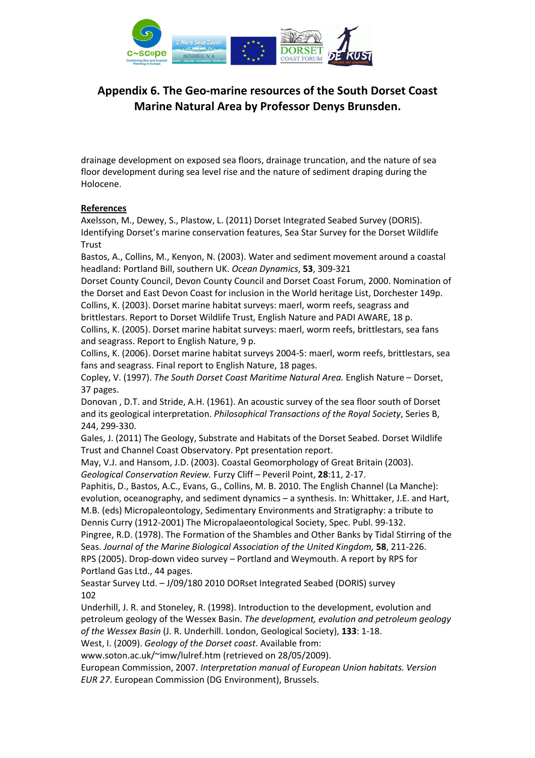# Appendix 6. The Geo-marine resources of the South Dorset Coast Marine Natural Area by Professor Denys Brunsden.

drainage development on exposed sea floors, drainage truncation, and the nature of sea floor development during sea level rise and the nature of sediment draping during the Holocene.

**References**

Axelsson, M., Dewey, S., Plastow, L. (2011) Dorset Integrated Seabed Survey (DORIS). Identifying Dorset's marine conservation features, Sea Star Survey for the Dorset Wildlife Trust

Bastos, A., Collins, M., Kenyon, N. (2003). Water and sediment movement around a coastal headland: Portland Bill, southern UK. *Ocean Dynamics*, **53**, 309-321

Dorset County Council, Devon County Council and Dorset Coast Forum, 2000. Nomination of the Dorset and East Devon Coast for inclusion in the World heritage List, Dorchester 149p.

Collins, K. (2003). Dorset marine habitat surveys: maerl, worm reefs, seagrass and brittlestars. Report to Dorset Wildlife Trust, English Nature and PADI AWARE, 18 p.

Collins, K. (2005). Dorset marine habitat surveys: maerl, worm reefs, brittlestars, sea fans and seagrass. Report to English Nature, 9 p.

Collins, K. (2006). Dorset marine habitat surveys 2004-5: maerl, worm reefs, brittlestars, sea fans and seagrass. Final report to English Nature, 18 pages.

Copley, V. (1997). *The South Dorset Coast Maritime Natural Area.* English Nature – Dorset, 37 pages.

Donovan , D.T. and Stride, A.H. (1961). An acoustic survey of the sea floor south of Dorset and its geological interpretation. *Philosophical Transactions of the Royal Society*, Series B, 244, 299-330.

Gales, J. (2011) The Geology, Substrate and Habitats of the Dorset Seabed. Dorset Wildlife Trust and Channel Coast Observatory. Ppt presentation report.

May, V.J. and Hansom, J.D. (2003). Coastal Geomorphology of Great Britain (2003). *Geological Conservation Review.* Furzy Cliff – Peveril Point, **28**:11, 2-17.

Paphitis, D., Bastos, A.C., Evans, G., Collins, M. B. 2010. The English Channel (La Manche): evolution, oceanography, and sediment dynamics – a synthesis. In: Whittaker, J.E. and Hart, M.B. (eds) Micropaleontology, Sedimentary Environments and Stratigraphy: a tribute to Dennis Curry (1912-2001) The Micropalaeontological Society, Spec. Publ. 99-132.

Pingree, R.D. (1978). The Formation of the Shambles and Other Banks by Tidal Stirring of the Seas. *Journal of the Marine Biological Association of the United Kingdom,* **58**, 211-226.

RPS (2005). Drop-down video survey – Portland and Weymouth. A report by RPS for Portland Gas Ltd., 44 pages.

Seastar Survey Ltd. – J/09/180 2010 DORset Integrated Seabed (DORIS) survey 102

Underhill, J. R. and Stoneley, R. (1998). Introduction to the development, evolution and petroleum geology of the Wessex Basin. *The development, evolution and petroleum geology of the Wessex Basin* (J. R. Underhill. London, Geological Society), **133**: 1-18.

West, I. (2009). *Geology of the Dorset coast*. Available from: www.soton.ac.uk/~imw/lulref.htm (retrieved on 28/05/2009).

European Commission, 2007. *Interpretation manual of European Union habitats. Version EUR 27*. European Commission (DG Environment), Brussels.